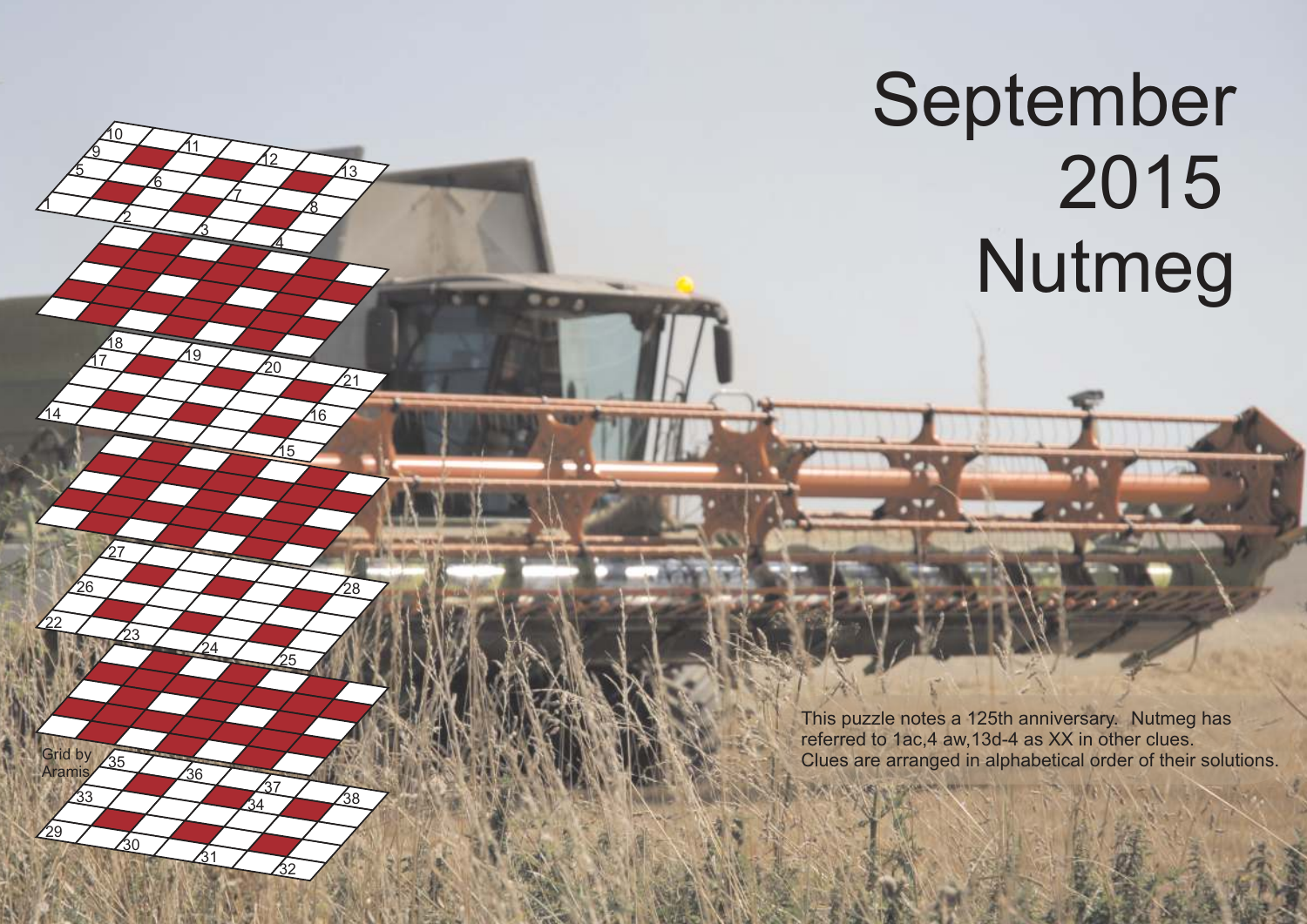# September 2015 Nutmeg

Grid by Aramis

This puzzle notes a 125th anniversary. Nutmeg has referred to 1ac,4 aw,13d-4 as XX in other clues. Clues are arranged in alphabetical order of their solutions.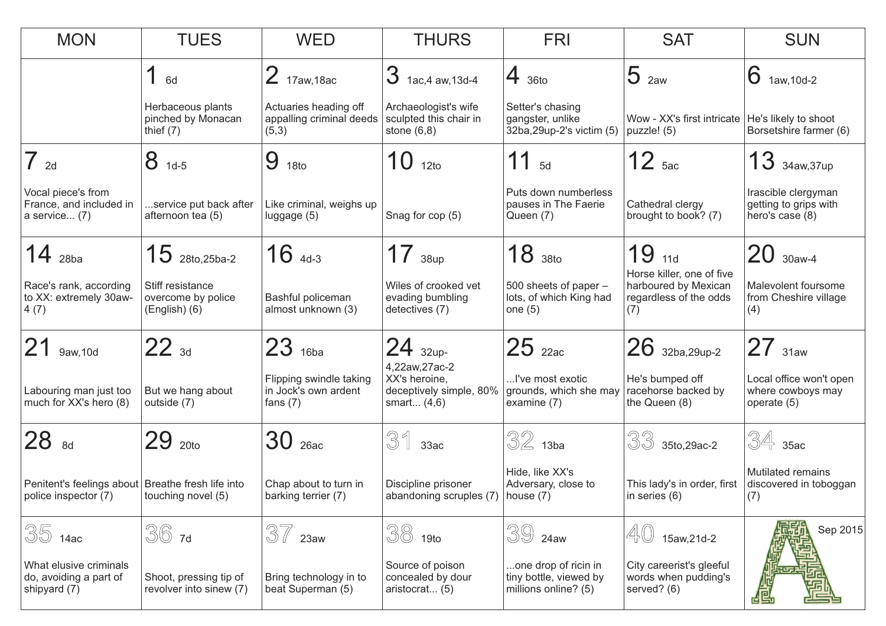| MON | TUES | WED | THURS | FRI | SAT | SUN |
|---|---|---|---|---|---|---|
| | 1 6d<br>Herbaceous plants pinched by Monacan thief (7) | 2 17aw,18ac<br>Actuaries heading off appalling criminal deeds (5,3) | 3 1ac,4 aw,13d-4<br>Archaeologist's wife sculpted this chair in stone (6,8) | 4 36to<br>Setter's chasing gangster, unlike 32ba,29up-2's victim (5) | 5 2aw<br>Wow - XX's first intricate puzzle! (5) | 6 1aw,10d-2<br>He's likely to shoot Borsetshire farmer (6) |
| 7 2d<br>Vocal piece's from France, and included in a service... (7) | 8 1d-5<br>...service put back after afternoon tea (5) | 9 18to<br>Like criminal, weighs up luggage (5) | 10 12to<br>Snag for cop (5) | 11 5d<br>Puts down numberless pauses in The Faerie Queen (7) | 12 5ac<br>Cathedral clergy brought to book? (7) | 13 34aw,37up<br>Irascible clergyman getting to grips with hero's case (8) |
| 14 28ba<br>Race's rank, according to XX: extremely 30aw-4 (7) | 15 28to,25ba-2<br>Stiff resistance overcome by police (English) (6) | 16 4d-3<br>Bashful policeman almost unknown (3) | 17 38up<br>Wiles of crooked vet evading bumbling detectives (7) | 18 38to<br>500 sheets of paper – lots, of which King had one (5) | 19 11d<br>Horse killer, one of five harboured by Mexican regardless of the odds (7) | 20 30aw-4<br>Malevolent foursome from Cheshire village (4) |
| 21 9aw,10d<br>Labouring man just too much for XX's hero (8) | 22 3d<br>But we hang about outside (7) | 23 16ba<br>Flipping swindle taking in Jock's own ardent fans (7) | 24 32up-4,22aw,27ac-2<br>XX's heroine, deceptively simple, 80% smart... (4,6) | 25 22ac<br>...I've most exotic grounds, which she may examine (7) | 26 32ba,29up-2<br>He's bumped off racehorse backed by the Queen (8) | 27 31aw<br>Local office won't open where cowboys may operate (5) |
| 28 8d<br>Penitent's feelings about police inspector (7) | 29 20to<br>Breathe fresh life into touching novel (5) | 30 26ac<br>Chap about to turn in barking terrier (7) | 31 33ac<br>Discipline prisoner abandoning scruples (7) | 32 13ba<br>Hide, like XX's Adversary, close to house (7) | 33 35to,29ac-2<br>This lady's in order, first in series (6) | 34 35ac<br>Mutilated remains discovered in toboggan (7) |
| 35 14ac<br>What elusive criminals do, avoiding a part of shipyard (7) | 36 7d<br>Shoot, pressing tip of revolver into sinew (7) | 37 23aw<br>Bring technology in to beat Superman (5) | 38 19to<br>Source of poison concealed by dour aristocrat... (5) | 39 24aw<br>...one drop of ricin in tiny bottle, viewed by millions online? (5) | 40 15aw,21d-2<br>City careerist's gleeful words when pudding's served? (6) | Sep 2015 |